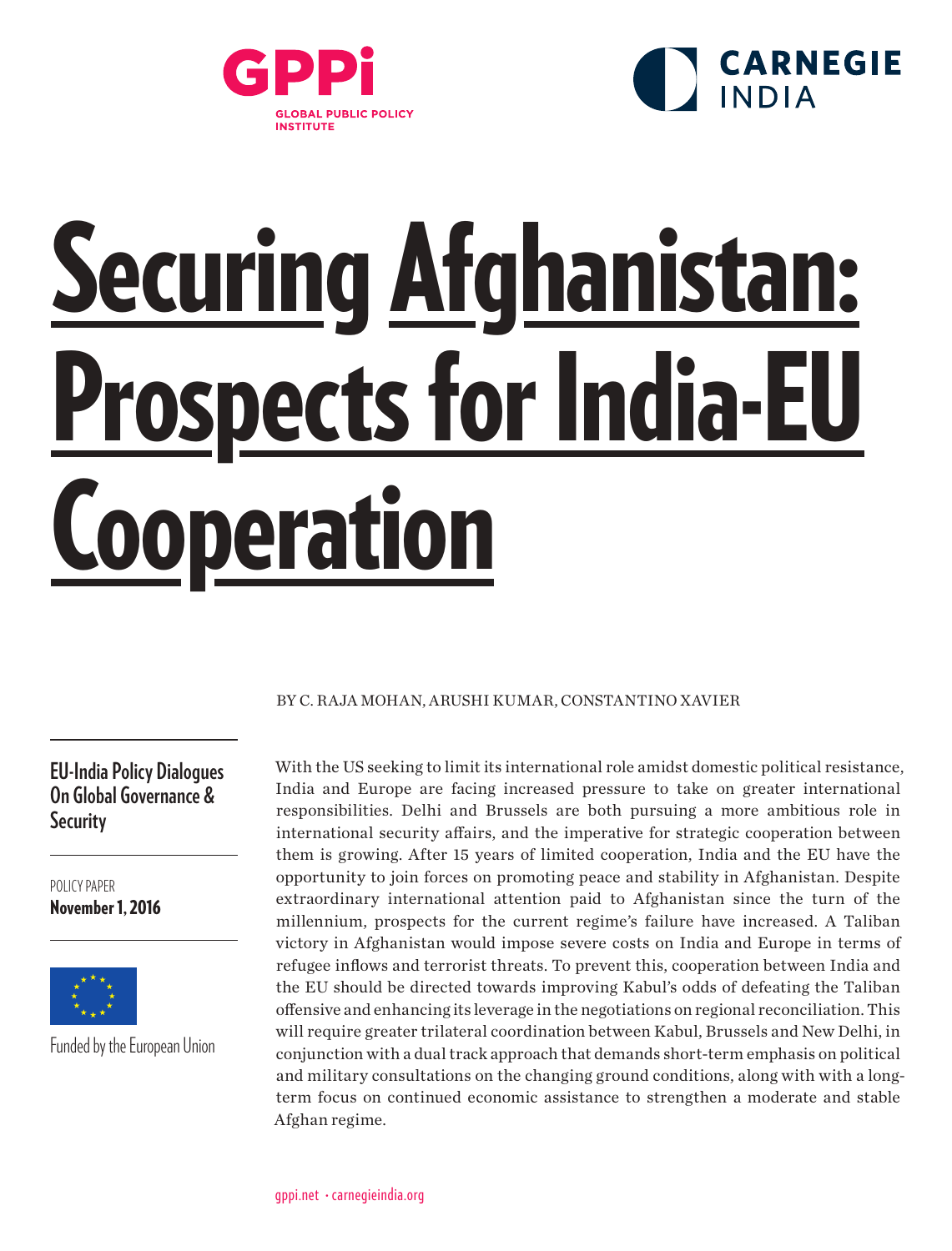GPPi
GLOBAL PUBLIC POLICY INSTITUTE

CARNEGIE INDIA

# Securing Afghanistan: Prospects for India-EU Cooperation

BY C. RAJA MOHAN, ARUSHI KUMAR, CONSTANTINO XAVIER

**EU-India Policy Dialogues On Global Governance & Security**

POLICY PAPER
**November 1, 2016**

Funded by the European Union

With the US seeking to limit its international role amidst domestic political resistance, India and Europe are facing increased pressure to take on greater international responsibilities. Delhi and Brussels are both pursuing a more ambitious role in international security affairs, and the imperative for strategic cooperation between them is growing. After 15 years of limited cooperation, India and the EU have the opportunity to join forces on promoting peace and stability in Afghanistan. Despite extraordinary international attention paid to Afghanistan since the turn of the millennium, prospects for the current regime's failure have increased. A Taliban victory in Afghanistan would impose severe costs on India and Europe in terms of refugee inflows and terrorist threats. To prevent this, cooperation between India and the EU should be directed towards improving Kabul's odds of defeating the Taliban offensive and enhancing its leverage in the negotiations on regional reconciliation. This will require greater trilateral coordination between Kabul, Brussels and New Delhi, in conjunction with a dual track approach that demands short-term emphasis on political and military consultations on the changing ground conditions, along with with a long-term focus on continued economic assistance to strengthen a moderate and stable Afghan regime.

gppi.net · carnegieindia.org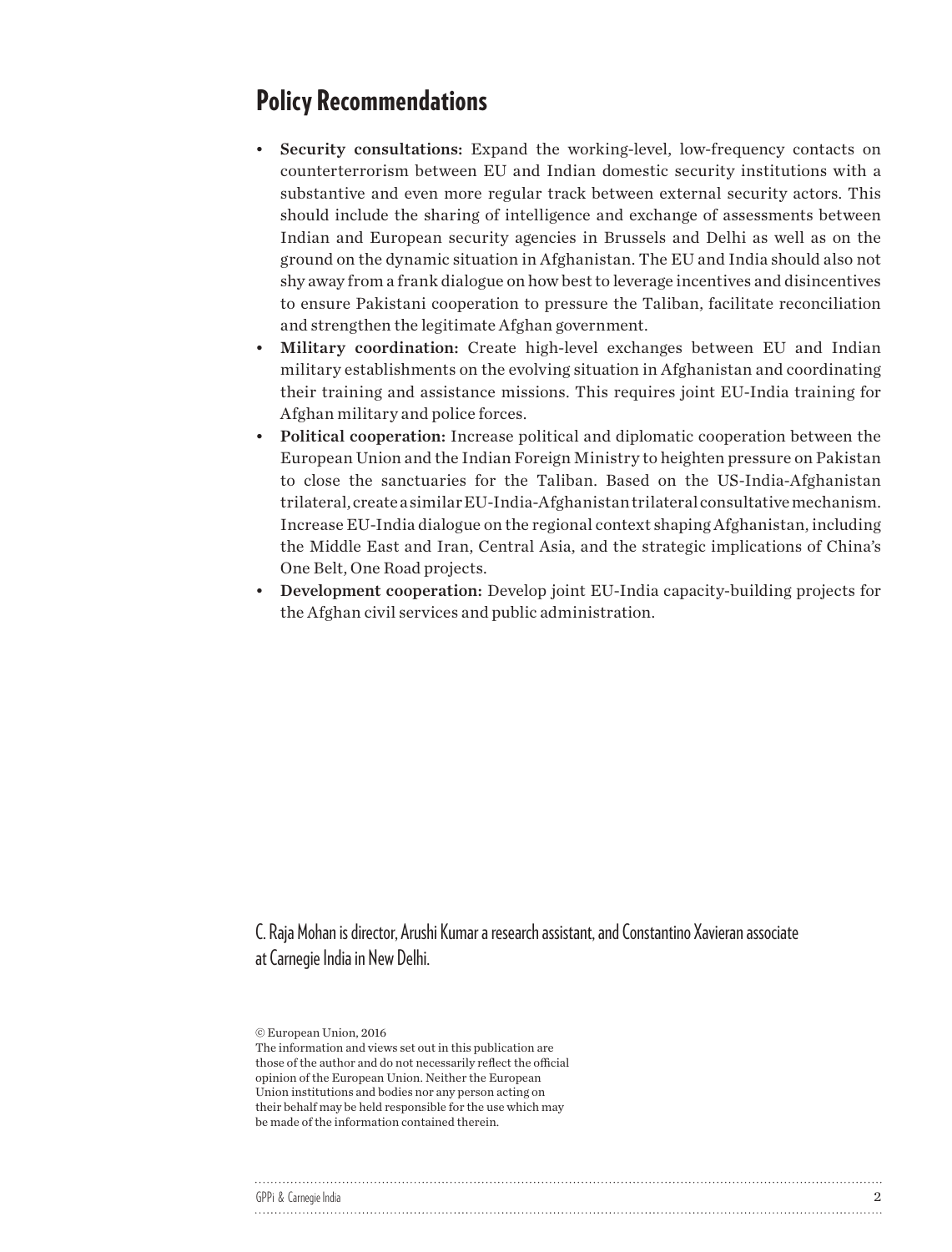## Policy Recommendations

- **Security consultations:** Expand the working-level, low-frequency contacts on counterterrorism between EU and Indian domestic security institutions with a substantive and even more regular track between external security actors. This should include the sharing of intelligence and exchange of assessments between Indian and European security agencies in Brussels and Delhi as well as on the ground on the dynamic situation in Afghanistan. The EU and India should also not shy away from a frank dialogue on how best to leverage incentives and disincentives to ensure Pakistani cooperation to pressure the Taliban, facilitate reconciliation and strengthen the legitimate Afghan government.
- **Military coordination:** Create high-level exchanges between EU and Indian military establishments on the evolving situation in Afghanistan and coordinating their training and assistance missions. This requires joint EU-India training for Afghan military and police forces.
- **Political cooperation:** Increase political and diplomatic cooperation between the European Union and the Indian Foreign Ministry to heighten pressure on Pakistan to close the sanctuaries for the Taliban. Based on the US-India-Afghanistan trilateral, create a similar EU-India-Afghanistan trilateral consultative mechanism. Increase EU-India dialogue on the regional context shaping Afghanistan, including the Middle East and Iran, Central Asia, and the strategic implications of China's One Belt, One Road projects.
- **Development cooperation:** Develop joint EU-India capacity-building projects for the Afghan civil services and public administration.

C. Raja Mohan is director, Arushi Kumar a research assistant, and Constantino Xavier an associate at Carnegie India in New Delhi.

© European Union, 2016
The information and views set out in this publication are those of the author and do not necessarily reflect the official opinion of the European Union. Neither the European Union institutions and bodies nor any person acting on their behalf may be held responsible for the use which may be made of the information contained therein.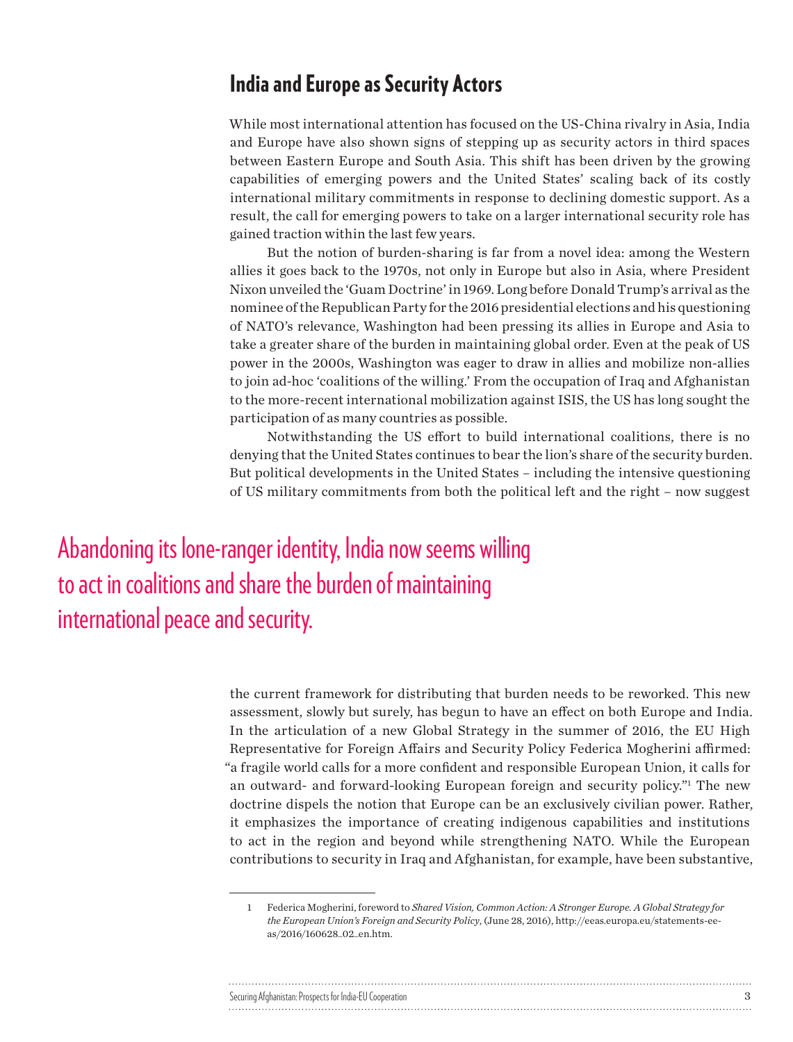## India and Europe as Security Actors

While most international attention has focused on the US-China rivalry in Asia, India and Europe have also shown signs of stepping up as security actors in third spaces between Eastern Europe and South Asia. This shift has been driven by the growing capabilities of emerging powers and the United States' scaling back of its costly international military commitments in response to declining domestic support. As a result, the call for emerging powers to take on a larger international security role has gained traction within the last few years.

But the notion of burden-sharing is far from a novel idea: among the Western allies it goes back to the 1970s, not only in Europe but also in Asia, where President Nixon unveiled the 'Guam Doctrine' in 1969. Long before Donald Trump's arrival as the nominee of the Republican Party for the 2016 presidential elections and his questioning of NATO's relevance, Washington had been pressing its allies in Europe and Asia to take a greater share of the burden in maintaining global order. Even at the peak of US power in the 2000s, Washington was eager to draw in allies and mobilize non-allies to join ad-hoc 'coalitions of the willing.' From the occupation of Iraq and Afghanistan to the more-recent international mobilization against ISIS, the US has long sought the participation of as many countries as possible.

Notwithstanding the US effort to build international coalitions, there is no denying that the United States continues to bear the lion's share of the security burden. But political developments in the United States – including the intensive questioning of US military commitments from both the political left and the right – now suggest the current framework for distributing that burden needs to be reworked. This new assessment, slowly but surely, has begun to have an effect on both Europe and India. In the articulation of a new Global Strategy in the summer of 2016, the EU High Representative for Foreign Affairs and Security Policy Federica Mogherini affirmed: "a fragile world calls for a more confident and responsible European Union, it calls for an outward- and forward-looking European foreign and security policy."[1] The new doctrine dispels the notion that Europe can be an exclusively civilian power. Rather, it emphasizes the importance of creating indigenous capabilities and institutions to act in the region and beyond while strengthening NATO. While the European contributions to security in Iraq and Afghanistan, for example, have been substantive,

> Abandoning its lone-ranger identity, India now seems willing to act in coalitions and share the burden of maintaining international peace and security.

---

1 Federica Mogherini, foreword to *Shared Vision, Common Action: A Stronger Europe. A Global Strategy for the European Union's Foreign and Security Policy*, (June 28, 2016), http://eeas.europa.eu/statements-eeas/2016/160628_02_en.htm.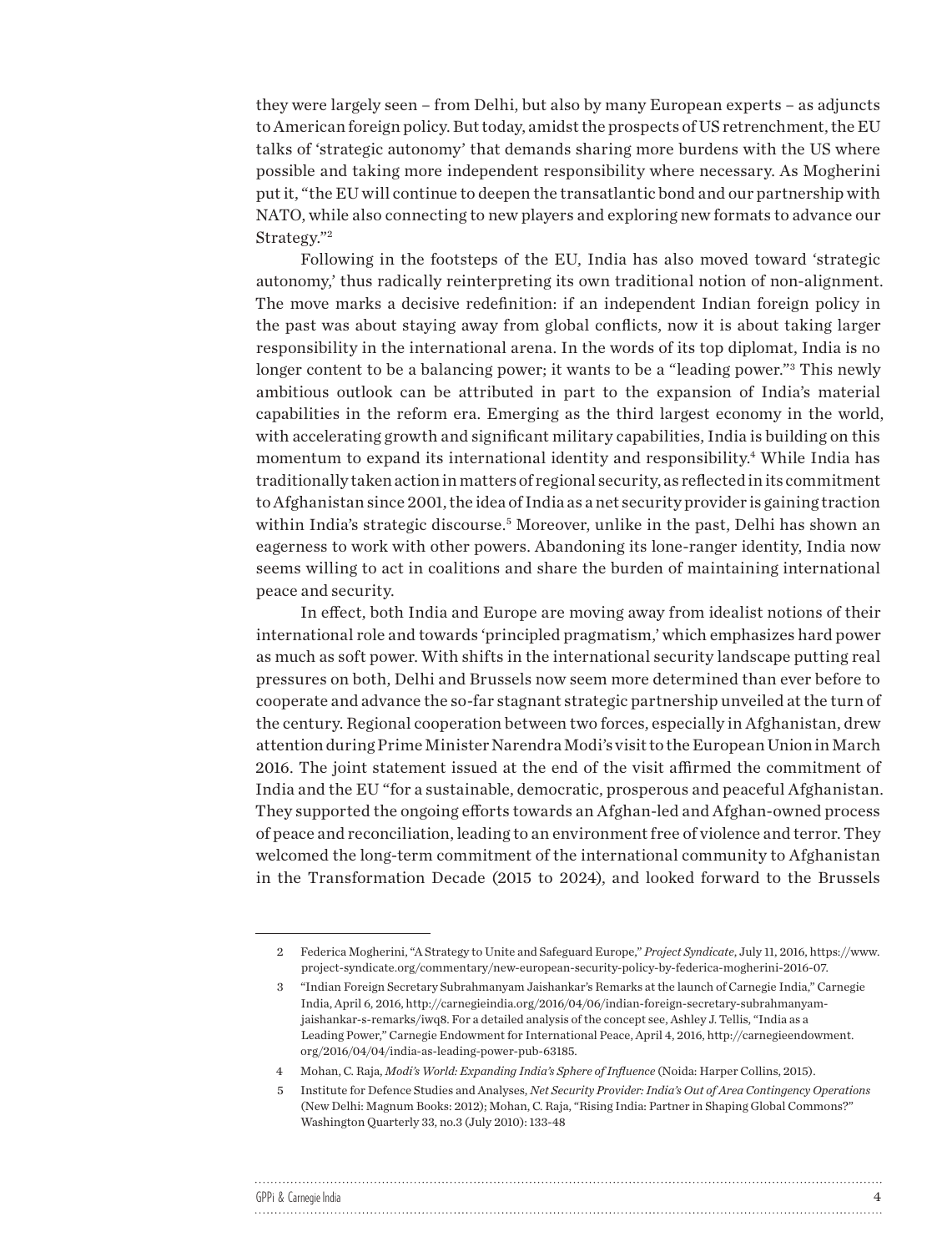they were largely seen – from Delhi, but also by many European experts – as adjuncts to American foreign policy. But today, amidst the prospects of US retrenchment, the EU talks of 'strategic autonomy' that demands sharing more burdens with the US where possible and taking more independent responsibility where necessary. As Mogherini put it, "the EU will continue to deepen the transatlantic bond and our partnership with NATO, while also connecting to new players and exploring new formats to advance our Strategy."[2]

Following in the footsteps of the EU, India has also moved toward 'strategic autonomy,' thus radically reinterpreting its own traditional notion of non-alignment. The move marks a decisive redefinition: if an independent Indian foreign policy in the past was about staying away from global conflicts, now it is about taking larger responsibility in the international arena. In the words of its top diplomat, India is no longer content to be a balancing power; it wants to be a "leading power."[3] This newly ambitious outlook can be attributed in part to the expansion of India's material capabilities in the reform era. Emerging as the third largest economy in the world, with accelerating growth and significant military capabilities, India is building on this momentum to expand its international identity and responsibility.[4] While India has traditionally taken action in matters of regional security, as reflected in its commitment to Afghanistan since 2001, the idea of India as a net security provider is gaining traction within India's strategic discourse.[5] Moreover, unlike in the past, Delhi has shown an eagerness to work with other powers. Abandoning its lone-ranger identity, India now seems willing to act in coalitions and share the burden of maintaining international peace and security.

In effect, both India and Europe are moving away from idealist notions of their international role and towards 'principled pragmatism,' which emphasizes hard power as much as soft power. With shifts in the international security landscape putting real pressures on both, Delhi and Brussels now seem more determined than ever before to cooperate and advance the so-far stagnant strategic partnership unveiled at the turn of the century. Regional cooperation between two forces, especially in Afghanistan, drew attention during Prime Minister Narendra Modi's visit to the European Union in March 2016. The joint statement issued at the end of the visit affirmed the commitment of India and the EU "for a sustainable, democratic, prosperous and peaceful Afghanistan. They supported the ongoing efforts towards an Afghan-led and Afghan-owned process of peace and reconciliation, leading to an environment free of violence and terror. They welcomed the long-term commitment of the international community to Afghanistan in the Transformation Decade (2015 to 2024), and looked forward to the Brussels

---

2 Federica Mogherini, "A Strategy to Unite and Safeguard Europe," *Project Syndicate*, July 11, 2016, https://www.project-syndicate.org/commentary/new-european-security-policy-by-federica-mogherini-2016-07.

3 "Indian Foreign Secretary Subrahmanyam Jaishankar's Remarks at the launch of Carnegie India," Carnegie India, April 6, 2016, http://carnegieindia.org/2016/04/06/indian-foreign-secretary-subrahmanyam-jaishankar-s-remarks/iwq8. For a detailed analysis of the concept see, Ashley J. Tellis, "India as a Leading Power," Carnegie Endowment for International Peace, April 4, 2016, http://carnegieendowment.org/2016/04/04/india-as-leading-power-pub-63185.

4 Mohan, C. Raja, *Modi's World: Expanding India's Sphere of Influence* (Noida: Harper Collins, 2015).

5 Institute for Defence Studies and Analyses, *Net Security Provider: India's Out of Area Contingency Operations* (New Delhi: Magnum Books: 2012); Mohan, C. Raja, "Rising India: Partner in Shaping Global Commons?" Washington Quarterly 33, no.3 (July 2010): 133-48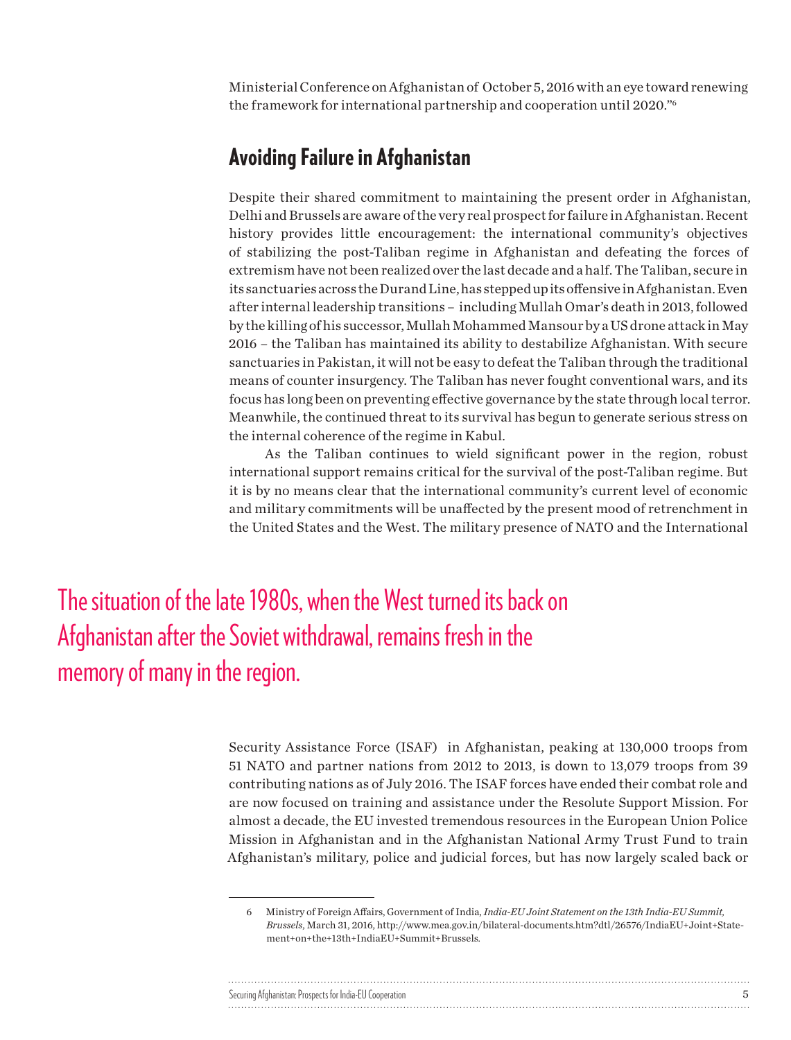Ministerial Conference on Afghanistan of October 5, 2016 with an eye toward renewing the framework for international partnership and cooperation until 2020."[6]

## Avoiding Failure in Afghanistan

Despite their shared commitment to maintaining the present order in Afghanistan, Delhi and Brussels are aware of the very real prospect for failure in Afghanistan. Recent history provides little encouragement: the international community's objectives of stabilizing the post-Taliban regime in Afghanistan and defeating the forces of extremism have not been realized over the last decade and a half. The Taliban, secure in its sanctuaries across the Durand Line, has stepped up its offensive in Afghanistan. Even after internal leadership transitions – including Mullah Omar's death in 2013, followed by the killing of his successor, Mullah Mohammed Mansour by a US drone attack in May 2016 – the Taliban has maintained its ability to destabilize Afghanistan. With secure sanctuaries in Pakistan, it will not be easy to defeat the Taliban through the traditional means of counter insurgency. The Taliban has never fought conventional wars, and its focus has long been on preventing effective governance by the state through local terror. Meanwhile, the continued threat to its survival has begun to generate serious stress on the internal coherence of the regime in Kabul.

As the Taliban continues to wield significant power in the region, robust international support remains critical for the survival of the post-Taliban regime. But it is by no means clear that the international community's current level of economic and military commitments will be unaffected by the present mood of retrenchment in the United States and the West. The military presence of NATO and the International Security Assistance Force (ISAF) in Afghanistan, peaking at 130,000 troops from 51 NATO and partner nations from 2012 to 2013, is down to 13,079 troops from 39 contributing nations as of July 2016. The ISAF forces have ended their combat role and are now focused on training and assistance under the Resolute Support Mission. For almost a decade, the EU invested tremendous resources in the European Union Police Mission in Afghanistan and in the Afghanistan National Army Trust Fund to train Afghanistan's military, police and judicial forces, but has now largely scaled back or

> The situation of the late 1980s, when the West turned its back on Afghanistan after the Soviet withdrawal, remains fresh in the memory of many in the region.

---

6 Ministry of Foreign Affairs, Government of India, *India-EU Joint Statement on the 13th India-EU Summit, Brussels*, March 31, 2016, http://www.mea.gov.in/bilateral-documents.htm?dtl/26576/IndiaEU+Joint+Statement+on+the+13th+IndiaEU+Summit+Brussels.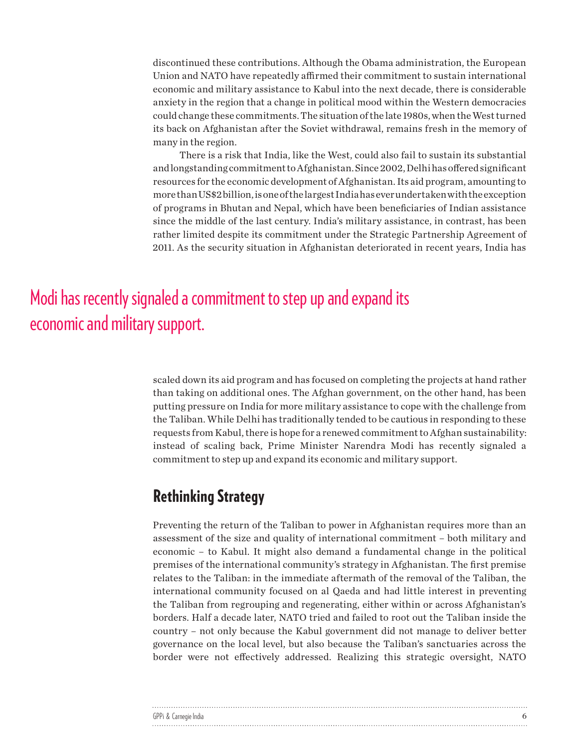discontinued these contributions. Although the Obama administration, the European Union and NATO have repeatedly affirmed their commitment to sustain international economic and military assistance to Kabul into the next decade, there is considerable anxiety in the region that a change in political mood within the Western democracies could change these commitments. The situation of the late 1980s, when the West turned its back on Afghanistan after the Soviet withdrawal, remains fresh in the memory of many in the region.

There is a risk that India, like the West, could also fail to sustain its substantial and longstanding commitment to Afghanistan. Since 2002, Delhi has offered significant resources for the economic development of Afghanistan. Its aid program, amounting to more than US$2 billion, is one of the largest India has ever undertaken with the exception of programs in Bhutan and Nepal, which have been beneficiaries of Indian assistance since the middle of the last century. India's military assistance, in contrast, has been rather limited despite its commitment under the Strategic Partnership Agreement of 2011. As the security situation in Afghanistan deteriorated in recent years, India has scaled down its aid program and has focused on completing the projects at hand rather than taking on additional ones. The Afghan government, on the other hand, has been putting pressure on India for more military assistance to cope with the challenge from the Taliban. While Delhi has traditionally tended to be cautious in responding to these requests from Kabul, there is hope for a renewed commitment to Afghan sustainability: instead of scaling back, Prime Minister Narendra Modi has recently signaled a commitment to step up and expand its economic and military support.

> Modi has recently signaled a commitment to step up and expand its economic and military support.

## Rethinking Strategy

Preventing the return of the Taliban to power in Afghanistan requires more than an assessment of the size and quality of international commitment – both military and economic – to Kabul. It might also demand a fundamental change in the political premises of the international community's strategy in Afghanistan. The first premise relates to the Taliban: in the immediate aftermath of the removal of the Taliban, the international community focused on al Qaeda and had little interest in preventing the Taliban from regrouping and regenerating, either within or across Afghanistan's borders. Half a decade later, NATO tried and failed to root out the Taliban inside the country – not only because the Kabul government did not manage to deliver better governance on the local level, but also because the Taliban's sanctuaries across the border were not effectively addressed. Realizing this strategic oversight, NATO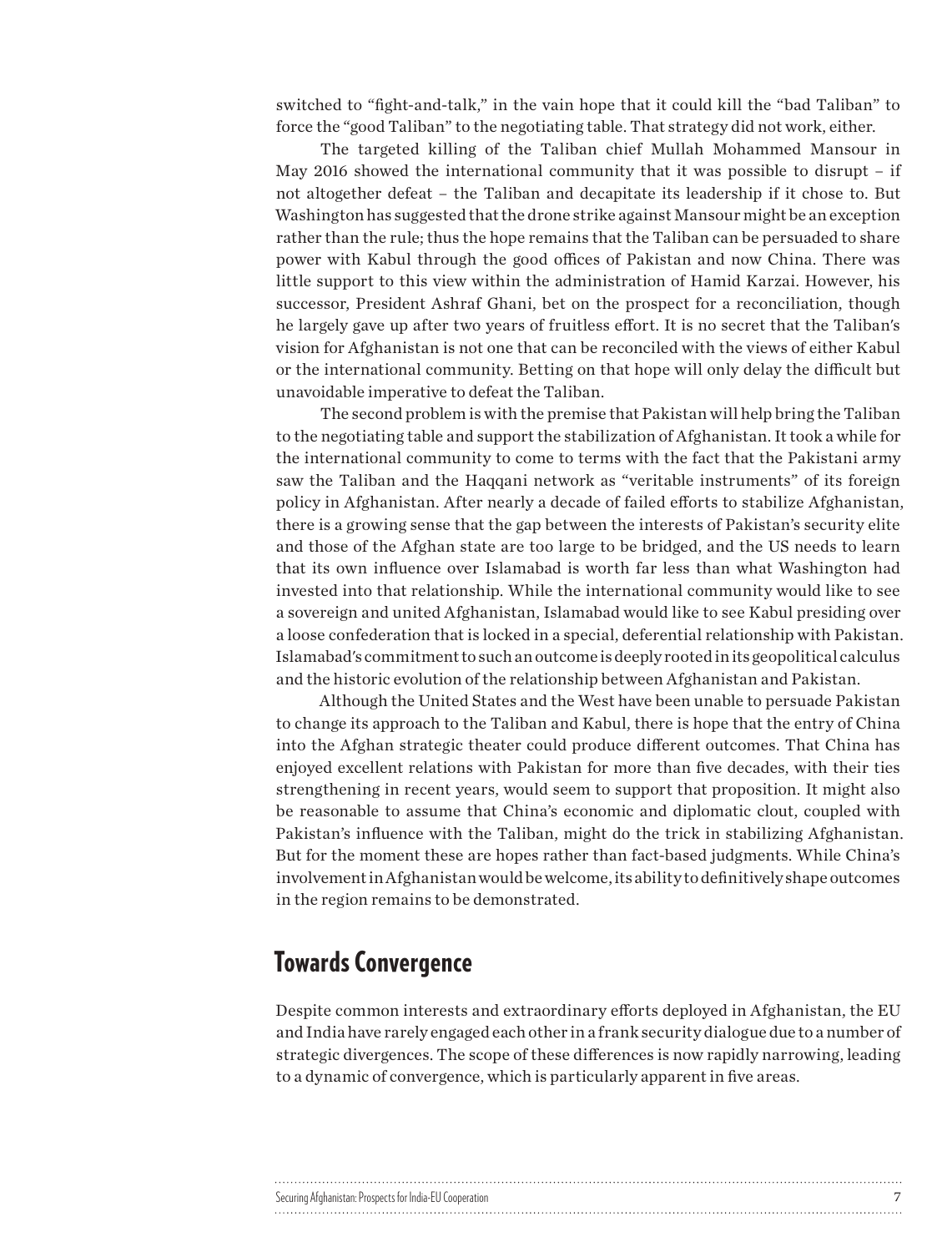switched to "fight-and-talk," in the vain hope that it could kill the "bad Taliban" to force the "good Taliban" to the negotiating table. That strategy did not work, either.

The targeted killing of the Taliban chief Mullah Mohammed Mansour in May 2016 showed the international community that it was possible to disrupt – if not altogether defeat – the Taliban and decapitate its leadership if it chose to. But Washington has suggested that the drone strike against Mansour might be an exception rather than the rule; thus the hope remains that the Taliban can be persuaded to share power with Kabul through the good offices of Pakistan and now China. There was little support to this view within the administration of Hamid Karzai. However, his successor, President Ashraf Ghani, bet on the prospect for a reconciliation, though he largely gave up after two years of fruitless effort. It is no secret that the Taliban's vision for Afghanistan is not one that can be reconciled with the views of either Kabul or the international community. Betting on that hope will only delay the difficult but unavoidable imperative to defeat the Taliban.

The second problem is with the premise that Pakistan will help bring the Taliban to the negotiating table and support the stabilization of Afghanistan. It took a while for the international community to come to terms with the fact that the Pakistani army saw the Taliban and the Haqqani network as "veritable instruments" of its foreign policy in Afghanistan. After nearly a decade of failed efforts to stabilize Afghanistan, there is a growing sense that the gap between the interests of Pakistan's security elite and those of the Afghan state are too large to be bridged, and the US needs to learn that its own influence over Islamabad is worth far less than what Washington had invested into that relationship. While the international community would like to see a sovereign and united Afghanistan, Islamabad would like to see Kabul presiding over a loose confederation that is locked in a special, deferential relationship with Pakistan. Islamabad's commitment to such an outcome is deeply rooted in its geopolitical calculus and the historic evolution of the relationship between Afghanistan and Pakistan.

Although the United States and the West have been unable to persuade Pakistan to change its approach to the Taliban and Kabul, there is hope that the entry of China into the Afghan strategic theater could produce different outcomes. That China has enjoyed excellent relations with Pakistan for more than five decades, with their ties strengthening in recent years, would seem to support that proposition. It might also be reasonable to assume that China's economic and diplomatic clout, coupled with Pakistan's influence with the Taliban, might do the trick in stabilizing Afghanistan. But for the moment these are hopes rather than fact-based judgments. While China's involvement in Afghanistan would be welcome, its ability to definitively shape outcomes in the region remains to be demonstrated.

## Towards Convergence

Despite common interests and extraordinary efforts deployed in Afghanistan, the EU and India have rarely engaged each other in a frank security dialogue due to a number of strategic divergences. The scope of these differences is now rapidly narrowing, leading to a dynamic of convergence, which is particularly apparent in five areas.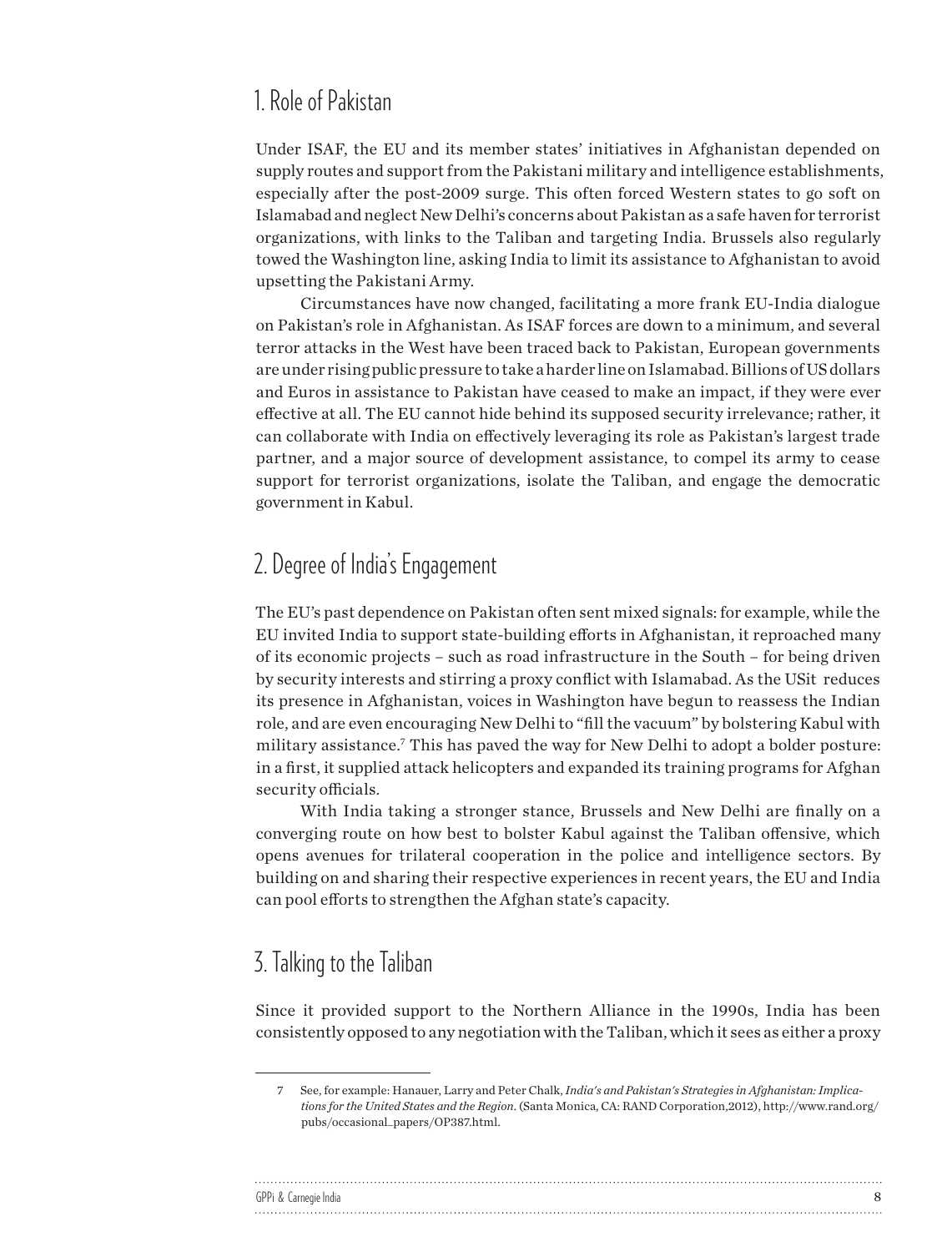## 1. Role of Pakistan

Under ISAF, the EU and its member states' initiatives in Afghanistan depended on supply routes and support from the Pakistani military and intelligence establishments, especially after the post-2009 surge. This often forced Western states to go soft on Islamabad and neglect New Delhi's concerns about Pakistan as a safe haven for terrorist organizations, with links to the Taliban and targeting India. Brussels also regularly towed the Washington line, asking India to limit its assistance to Afghanistan to avoid upsetting the Pakistani Army.

Circumstances have now changed, facilitating a more frank EU-India dialogue on Pakistan's role in Afghanistan. As ISAF forces are down to a minimum, and several terror attacks in the West have been traced back to Pakistan, European governments are under rising public pressure to take a harder line on Islamabad. Billions of US dollars and Euros in assistance to Pakistan have ceased to make an impact, if they were ever effective at all. The EU cannot hide behind its supposed security irrelevance; rather, it can collaborate with India on effectively leveraging its role as Pakistan's largest trade partner, and a major source of development assistance, to compel its army to cease support for terrorist organizations, isolate the Taliban, and engage the democratic government in Kabul.

## 2. Degree of India's Engagement

The EU's past dependence on Pakistan often sent mixed signals: for example, while the EU invited India to support state-building efforts in Afghanistan, it reproached many of its economic projects – such as road infrastructure in the South – for being driven by security interests and stirring a proxy conflict with Islamabad. As the USit reduces its presence in Afghanistan, voices in Washington have begun to reassess the Indian role, and are even encouraging New Delhi to "fill the vacuum" by bolstering Kabul with military assistance.[7] This has paved the way for New Delhi to adopt a bolder posture: in a first, it supplied attack helicopters and expanded its training programs for Afghan security officials.

With India taking a stronger stance, Brussels and New Delhi are finally on a converging route on how best to bolster Kabul against the Taliban offensive, which opens avenues for trilateral cooperation in the police and intelligence sectors. By building on and sharing their respective experiences in recent years, the EU and India can pool efforts to strengthen the Afghan state's capacity.

## 3. Talking to the Taliban

Since it provided support to the Northern Alliance in the 1990s, India has been consistently opposed to any negotiation with the Taliban, which it sees as either a proxy

---

7 See, for example: Hanauer, Larry and Peter Chalk, *India's and Pakistan's Strategies in Afghanistan: Implications for the United States and the Region.* (Santa Monica, CA: RAND Corporation,2012), http://www.rand.org/pubs/occasional_papers/OP387.html.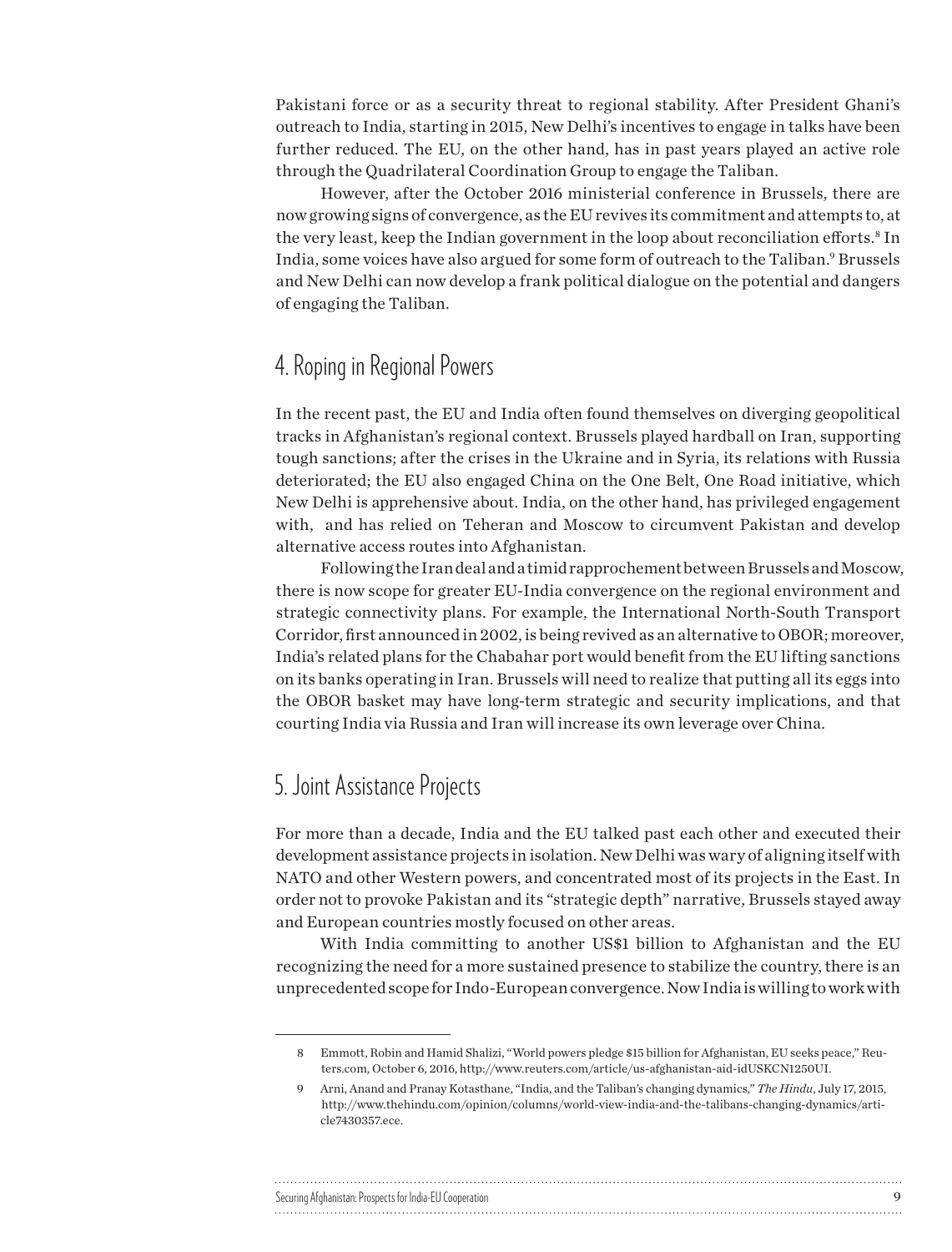Pakistani force or as a security threat to regional stability. After President Ghani's outreach to India, starting in 2015, New Delhi's incentives to engage in talks have been further reduced. The EU, on the other hand, has in past years played an active role through the Quadrilateral Coordination Group to engage the Taliban.

However, after the October 2016 ministerial conference in Brussels, there are now growing signs of convergence, as the EU revives its commitment and attempts to, at the very least, keep the Indian government in the loop about reconciliation efforts.[8] In India, some voices have also argued for some form of outreach to the Taliban.[9] Brussels and New Delhi can now develop a frank political dialogue on the potential and dangers of engaging the Taliban.

## 4. Roping in Regional Powers

In the recent past, the EU and India often found themselves on diverging geopolitical tracks in Afghanistan's regional context. Brussels played hardball on Iran, supporting tough sanctions; after the crises in the Ukraine and in Syria, its relations with Russia deteriorated; the EU also engaged China on the One Belt, One Road initiative, which New Delhi is apprehensive about. India, on the other hand, has privileged engagement with, and has relied on Teheran and Moscow to circumvent Pakistan and develop alternative access routes into Afghanistan.

Following the Iran deal and a timid rapprochement between Brussels and Moscow, there is now scope for greater EU-India convergence on the regional environment and strategic connectivity plans. For example, the International North-South Transport Corridor, first announced in 2002, is being revived as an alternative to OBOR; moreover, India's related plans for the Chabahar port would benefit from the EU lifting sanctions on its banks operating in Iran. Brussels will need to realize that putting all its eggs into the OBOR basket may have long-term strategic and security implications, and that courting India via Russia and Iran will increase its own leverage over China.

## 5. Joint Assistance Projects

For more than a decade, India and the EU talked past each other and executed their development assistance projects in isolation. New Delhi was wary of aligning itself with NATO and other Western powers, and concentrated most of its projects in the East. In order not to provoke Pakistan and its "strategic depth" narrative, Brussels stayed away and European countries mostly focused on other areas.

With India committing to another US$1 billion to Afghanistan and the EU recognizing the need for a more sustained presence to stabilize the country, there is an unprecedented scope for Indo-European convergence. Now India is willing to work with

---

8 Emmott, Robin and Hamid Shalizi, "World powers pledge $15 billion for Afghanistan, EU seeks peace," Reuters.com, October 6, 2016, http://www.reuters.com/article/us-afghanistan-aid-idUSKCN1250UI.

9 Arni, Anand and Pranay Kotasthane, "India, and the Taliban's changing dynamics," *The Hindu*, July 17, 2015, http://www.thehindu.com/opinion/columns/world-view-india-and-the-talibans-changing-dynamics/article7430357.ece.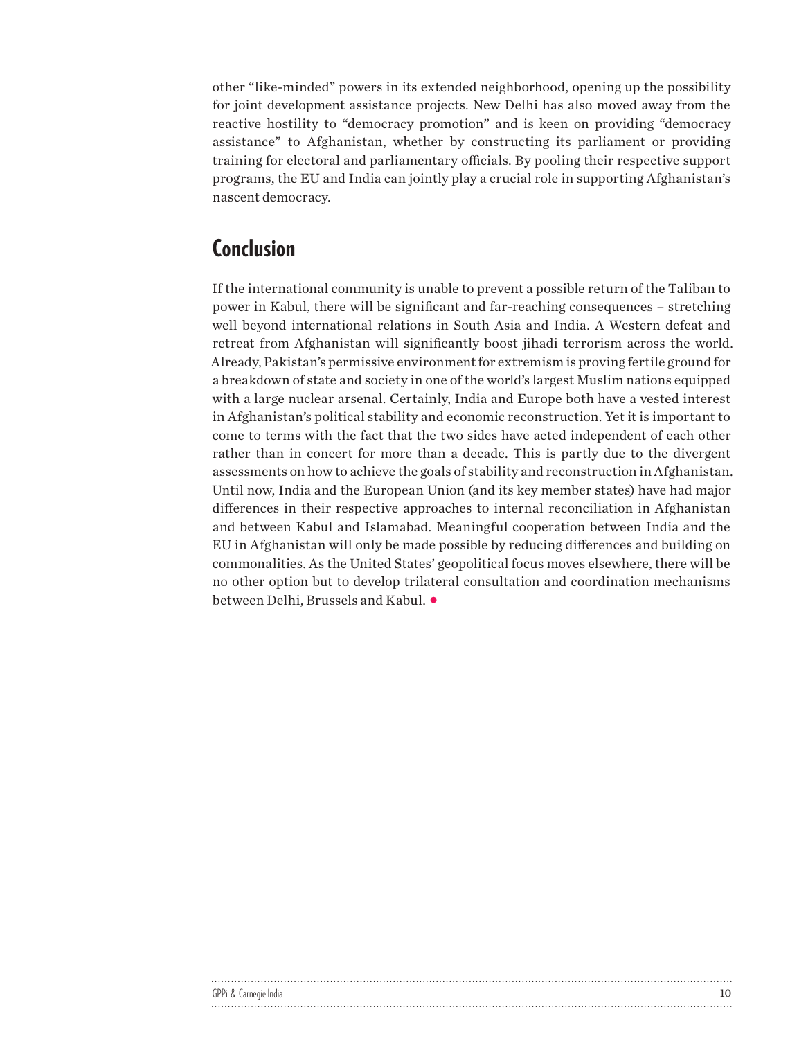other "like-minded" powers in its extended neighborhood, opening up the possibility for joint development assistance projects. New Delhi has also moved away from the reactive hostility to "democracy promotion" and is keen on providing "democracy assistance" to Afghanistan, whether by constructing its parliament or providing training for electoral and parliamentary officials. By pooling their respective support programs, the EU and India can jointly play a crucial role in supporting Afghanistan's nascent democracy.

## Conclusion

If the international community is unable to prevent a possible return of the Taliban to power in Kabul, there will be significant and far-reaching consequences – stretching well beyond international relations in South Asia and India. A Western defeat and retreat from Afghanistan will significantly boost jihadi terrorism across the world. Already, Pakistan's permissive environment for extremism is proving fertile ground for a breakdown of state and society in one of the world's largest Muslim nations equipped with a large nuclear arsenal. Certainly, India and Europe both have a vested interest in Afghanistan's political stability and economic reconstruction. Yet it is important to come to terms with the fact that the two sides have acted independent of each other rather than in concert for more than a decade. This is partly due to the divergent assessments on how to achieve the goals of stability and reconstruction in Afghanistan. Until now, India and the European Union (and its key member states) have had major differences in their respective approaches to internal reconciliation in Afghanistan and between Kabul and Islamabad. Meaningful cooperation between India and the EU in Afghanistan will only be made possible by reducing differences and building on commonalities. As the United States' geopolitical focus moves elsewhere, there will be no other option but to develop trilateral consultation and coordination mechanisms between Delhi, Brussels and Kabul. •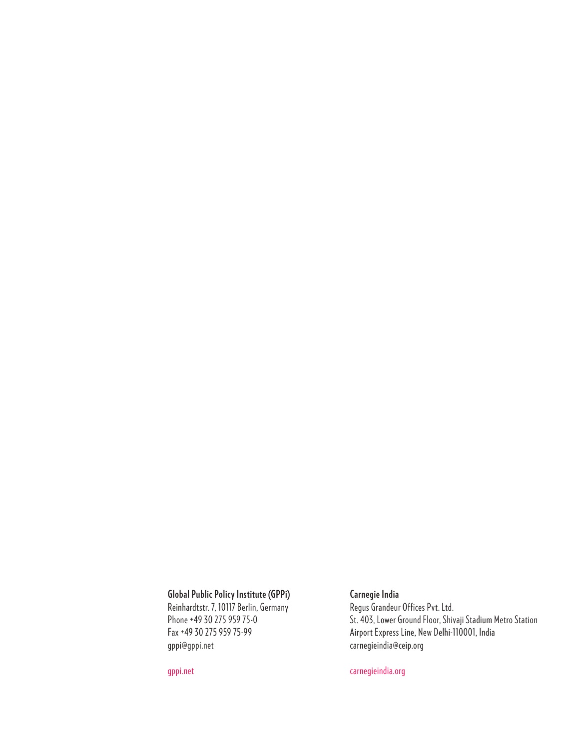**Global Public Policy Institute (GPPi)**
Reinhardtstr. 7, 10117 Berlin, Germany
Phone +49 30 275 959 75-0
Fax +49 30 275 959 75-99
gppi@gppi.net

gppi.net

**Carnegie India**
Regus Grandeur Offices Pvt. Ltd.
St. 403, Lower Ground Floor, Shivaji Stadium Metro Station
Airport Express Line, New Delhi-110001, India
carnegieindia@ceip.org

carnegieindia.org